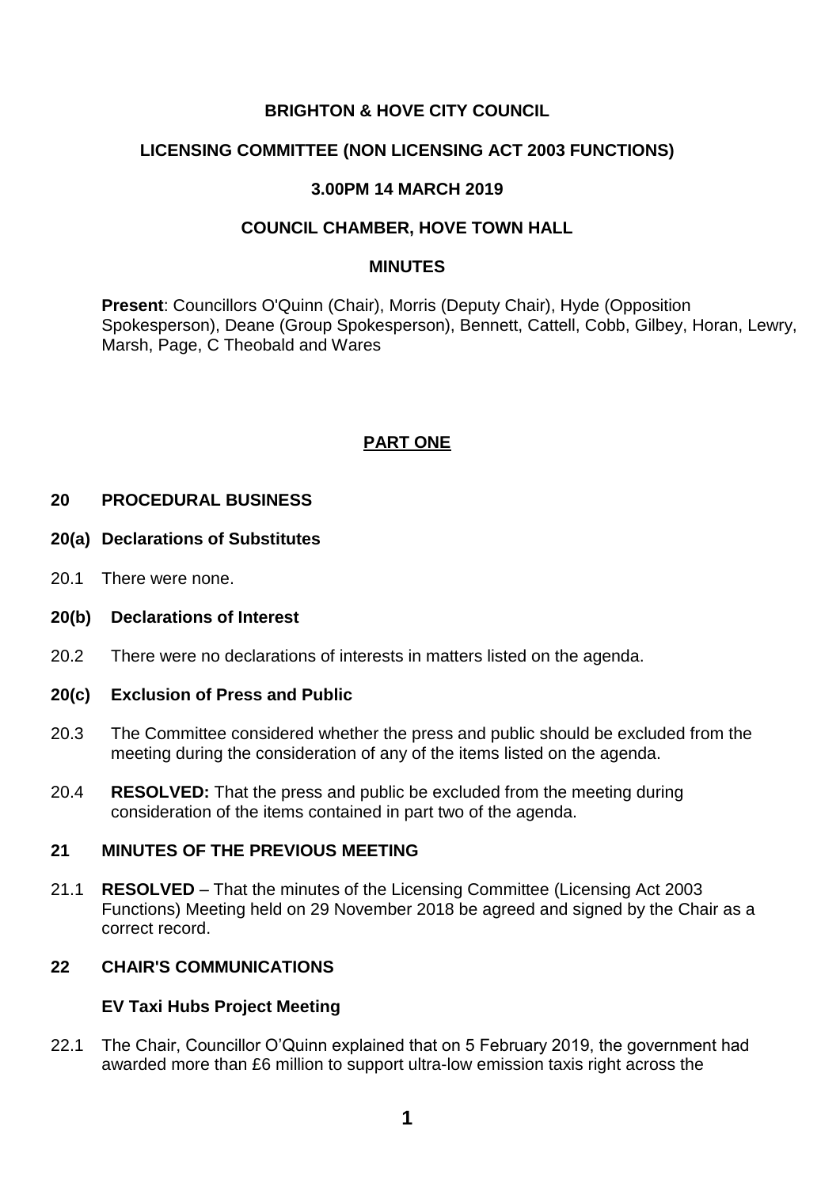**BRIGHTON & HOVE CITY COUNCIL**

**LICENSING COMMITTEE (NON LICENSING ACT 2003 FUNCTIONS)**

**3.00PM 14 MARCH 2019**

**COUNCIL CHAMBER, HOVE TOWN HALL**

**MINUTES**

**Present**: Councillors O'Quinn (Chair), Morris (Deputy Chair), Hyde (Opposition Spokesperson), Deane (Group Spokesperson), Bennett, Cattell, Cobb, Gilbey, Horan, Lewry, Marsh, Page, C Theobald and Wares

**PART ONE**

## 20 PROCEDURAL BUSINESS

### 20(a) Declarations of Substitutes

20.1 There were none.

### 20(b) Declarations of Interest

20.2 There were no declarations of interests in matters listed on the agenda.

### 20(c) Exclusion of Press and Public

20.3 The Committee considered whether the press and public should be excluded from the meeting during the consideration of any of the items listed on the agenda.

20.4 **RESOLVED:** That the press and public be excluded from the meeting during consideration of the items contained in part two of the agenda.

## 21 MINUTES OF THE PREVIOUS MEETING

21.1 **RESOLVED** – That the minutes of the Licensing Committee (Licensing Act 2003 Functions) Meeting held on 29 November 2018 be agreed and signed by the Chair as a correct record.

## 22 CHAIR'S COMMUNICATIONS

**EV Taxi Hubs Project Meeting**

22.1 The Chair, Councillor O'Quinn explained that on 5 February 2019, the government had awarded more than £6 million to support ultra-low emission taxis right across the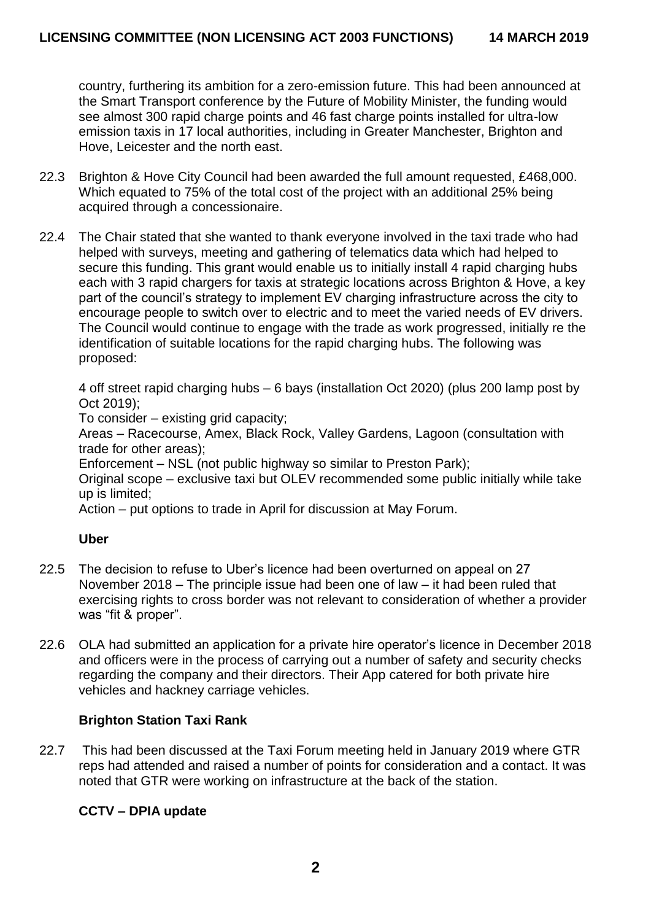country, furthering its ambition for a zero-emission future. This had been announced at the Smart Transport conference by the Future of Mobility Minister, the funding would see almost 300 rapid charge points and 46 fast charge points installed for ultra-low emission taxis in 17 local authorities, including in Greater Manchester, Brighton and Hove, Leicester and the north east.

22.3 Brighton & Hove City Council had been awarded the full amount requested, £468,000. Which equated to 75% of the total cost of the project with an additional 25% being acquired through a concessionaire.

22.4 The Chair stated that she wanted to thank everyone involved in the taxi trade who had helped with surveys, meeting and gathering of telematics data which had helped to secure this funding. This grant would enable us to initially install 4 rapid charging hubs each with 3 rapid chargers for taxis at strategic locations across Brighton & Hove, a key part of the council's strategy to implement EV charging infrastructure across the city to encourage people to switch over to electric and to meet the varied needs of EV drivers. The Council would continue to engage with the trade as work progressed, initially re the identification of suitable locations for the rapid charging hubs. The following was proposed:

4 off street rapid charging hubs – 6 bays (installation Oct 2020) (plus 200 lamp post by Oct 2019);
To consider – existing grid capacity;
Areas – Racecourse, Amex, Black Rock, Valley Gardens, Lagoon (consultation with trade for other areas);
Enforcement – NSL (not public highway so similar to Preston Park);
Original scope – exclusive taxi but OLEV recommended some public initially while take up is limited;
Action – put options to trade in April for discussion at May Forum.

**Uber**

22.5 The decision to refuse to Uber's licence had been overturned on appeal on 27 November 2018 – The principle issue had been one of law – it had been ruled that exercising rights to cross border was not relevant to consideration of whether a provider was "fit & proper".

22.6 OLA had submitted an application for a private hire operator's licence in December 2018 and officers were in the process of carrying out a number of safety and security checks regarding the company and their directors. Their App catered for both private hire vehicles and hackney carriage vehicles.

**Brighton Station Taxi Rank**

22.7 This had been discussed at the Taxi Forum meeting held in January 2019 where GTR reps had attended and raised a number of points for consideration and a contact. It was noted that GTR were working on infrastructure at the back of the station.

**CCTV – DPIA update**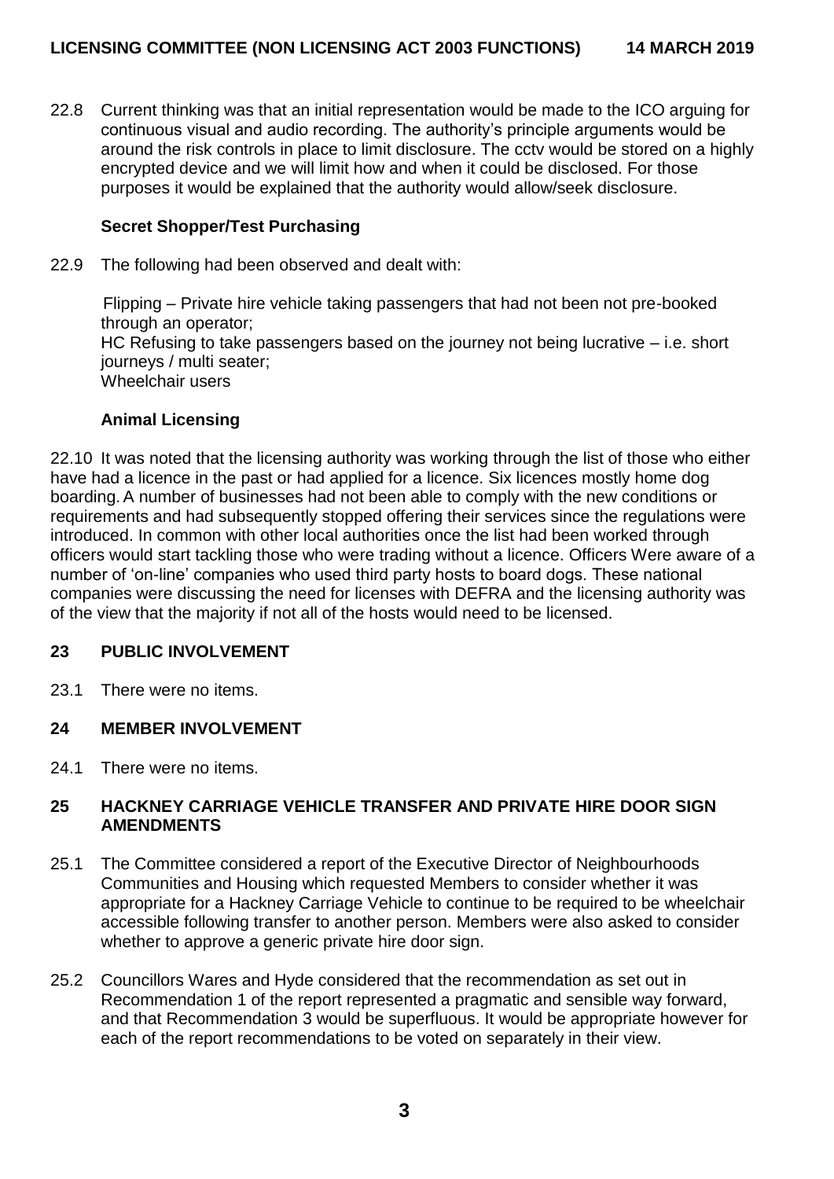22.8 Current thinking was that an initial representation would be made to the ICO arguing for continuous visual and audio recording. The authority's principle arguments would be around the risk controls in place to limit disclosure. The cctv would be stored on a highly encrypted device and we will limit how and when it could be disclosed. For those purposes it would be explained that the authority would allow/seek disclosure.

**Secret Shopper/Test Purchasing**

22.9 The following had been observed and dealt with:

Flipping – Private hire vehicle taking passengers that had not been not pre-booked through an operator;
HC Refusing to take passengers based on the journey not being lucrative – i.e. short journeys / multi seater;
Wheelchair users

**Animal Licensing**

22.10 It was noted that the licensing authority was working through the list of those who either have had a licence in the past or had applied for a licence. Six licences mostly home dog boarding. A number of businesses had not been able to comply with the new conditions or requirements and had subsequently stopped offering their services since the regulations were introduced. In common with other local authorities once the list had been worked through officers would start tackling those who were trading without a licence. Officers Were aware of a number of 'on-line' companies who used third party hosts to board dogs. These national companies were discussing the need for licenses with DEFRA and the licensing authority was of the view that the majority if not all of the hosts would need to be licensed.

## 23 PUBLIC INVOLVEMENT

23.1 There were no items.

## 24 MEMBER INVOLVEMENT

24.1 There were no items.

## 25 HACKNEY CARRIAGE VEHICLE TRANSFER AND PRIVATE HIRE DOOR SIGN AMENDMENTS

25.1 The Committee considered a report of the Executive Director of Neighbourhoods Communities and Housing which requested Members to consider whether it was appropriate for a Hackney Carriage Vehicle to continue to be required to be wheelchair accessible following transfer to another person. Members were also asked to consider whether to approve a generic private hire door sign.

25.2 Councillors Wares and Hyde considered that the recommendation as set out in Recommendation 1 of the report represented a pragmatic and sensible way forward, and that Recommendation 3 would be superfluous. It would be appropriate however for each of the report recommendations to be voted on separately in their view.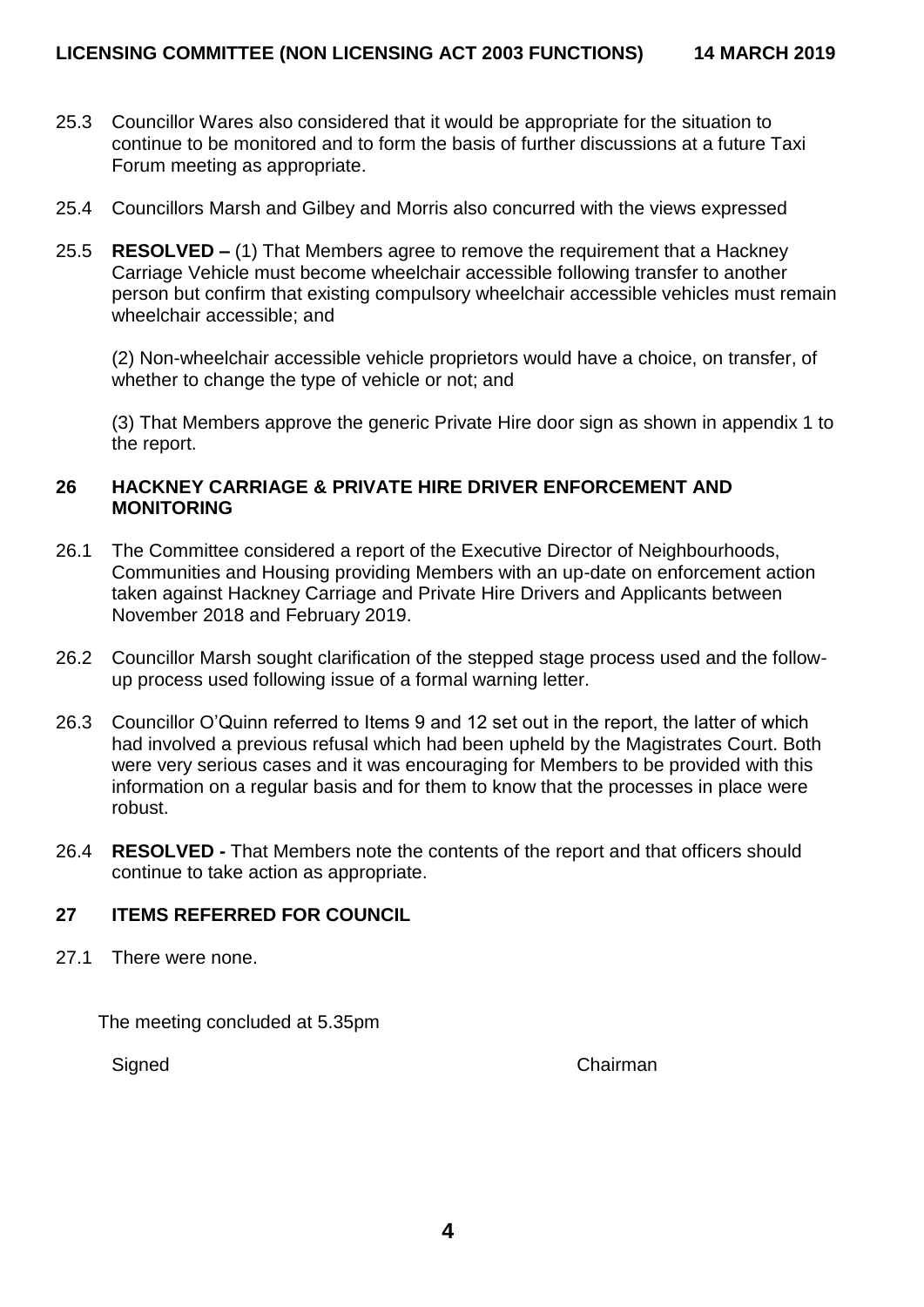25.3 Councillor Wares also considered that it would be appropriate for the situation to continue to be monitored and to form the basis of further discussions at a future Taxi Forum meeting as appropriate.

25.4 Councillors Marsh and Gilbey and Morris also concurred with the views expressed

25.5 **RESOLVED –** (1) That Members agree to remove the requirement that a Hackney Carriage Vehicle must become wheelchair accessible following transfer to another person but confirm that existing compulsory wheelchair accessible vehicles must remain wheelchair accessible; and

(2) Non-wheelchair accessible vehicle proprietors would have a choice, on transfer, of whether to change the type of vehicle or not; and

(3) That Members approve the generic Private Hire door sign as shown in appendix 1 to the report.

## 26 HACKNEY CARRIAGE & PRIVATE HIRE DRIVER ENFORCEMENT AND MONITORING

26.1 The Committee considered a report of the Executive Director of Neighbourhoods, Communities and Housing providing Members with an up-date on enforcement action taken against Hackney Carriage and Private Hire Drivers and Applicants between November 2018 and February 2019.

26.2 Councillor Marsh sought clarification of the stepped stage process used and the follow-up process used following issue of a formal warning letter.

26.3 Councillor O'Quinn referred to Items 9 and 12 set out in the report, the latter of which had involved a previous refusal which had been upheld by the Magistrates Court. Both were very serious cases and it was encouraging for Members to be provided with this information on a regular basis and for them to know that the processes in place were robust.

26.4 **RESOLVED -** That Members note the contents of the report and that officers should continue to take action as appropriate.

## 27 ITEMS REFERRED FOR COUNCIL

27.1 There were none.

The meeting concluded at 5.35pm

Signed Chairman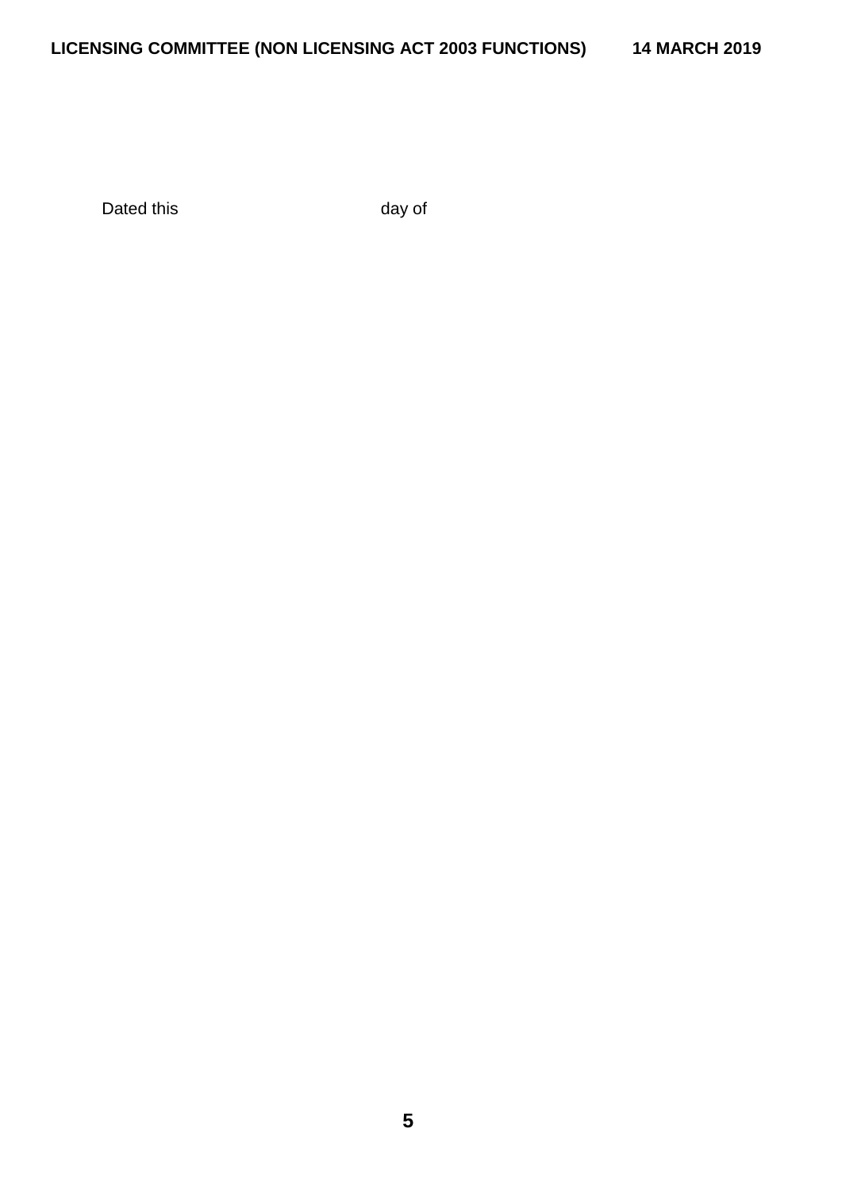Dated this day of